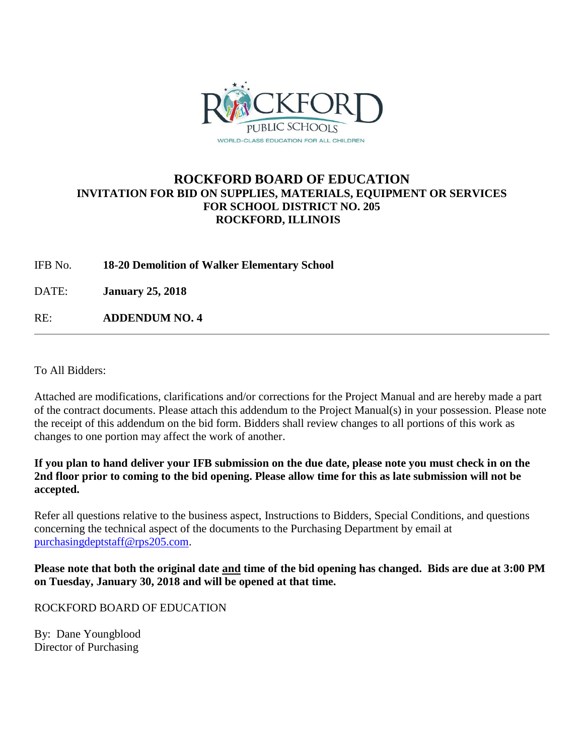ROCKFORD PUBLIC SCHOOLS
WORLD-CLASS EDUCATION FOR ALL CHILDREN

# ROCKFORD BOARD OF EDUCATION

## INVITATION FOR BID ON SUPPLIES, MATERIALS, EQUIPMENT OR SERVICES FOR SCHOOL DISTRICT NO. 205 ROCKFORD, ILLINOIS

IFB No. **18-20 Demolition of Walker Elementary School**

DATE: **January 25, 2018**

RE: **ADDENDUM NO. 4**

---

To All Bidders:

Attached are modifications, clarifications and/or corrections for the Project Manual and are hereby made a part of the contract documents. Please attach this addendum to the Project Manual(s) in your possession. Please note the receipt of this addendum on the bid form. Bidders shall review changes to all portions of this work as changes to one portion may affect the work of another.

**If you plan to hand deliver your IFB submission on the due date, please note you must check in on the 2nd floor prior to coming to the bid opening. Please allow time for this as late submission will not be accepted.**

Refer all questions relative to the business aspect, Instructions to Bidders, Special Conditions, and questions concerning the technical aspect of the documents to the Purchasing Department by email at purchasingdeptstaff@rps205.com.

**Please note that both the original date and time of the bid opening has changed. Bids are due at 3:00 PM on Tuesday, January 30, 2018 and will be opened at that time.**

ROCKFORD BOARD OF EDUCATION

By: Dane Youngblood
Director of Purchasing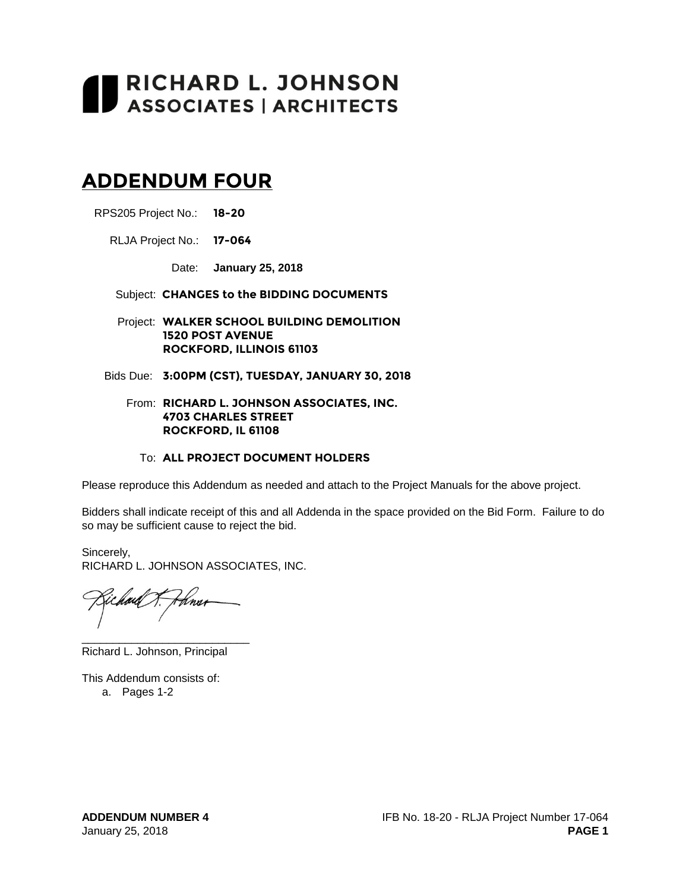# RICHARD L. JOHNSON
## ASSOCIATES | ARCHITECTS

# ADDENDUM FOUR

RPS205 Project No.: **18-20**

RLJA Project No.: **17-064**

Date: **January 25, 2018**

Subject: **CHANGES to the BIDDING DOCUMENTS**

Project: **WALKER SCHOOL BUILDING DEMOLITION**
**1520 POST AVENUE**
**ROCKFORD, ILLINOIS 61103**

Bids Due: **3:00PM (CST), TUESDAY, JANUARY 30, 2018**

From: **RICHARD L. JOHNSON ASSOCIATES, INC.**
**4703 CHARLES STREET**
**ROCKFORD, IL 61108**

To: **ALL PROJECT DOCUMENT HOLDERS**

Please reproduce this Addendum as needed and attach to the Project Manuals for the above project.

Bidders shall indicate receipt of this and all Addenda in the space provided on the Bid Form. Failure to do so may be sufficient cause to reject the bid.

Sincerely,
RICHARD L. JOHNSON ASSOCIATES, INC.

\_\_\_\_\_\_\_\_\_\_\_\_\_\_\_\_\_\_\_\_\_\_\_\_\_\_\_\_
Richard L. Johnson, Principal

This Addendum consists of:

a. Pages 1-2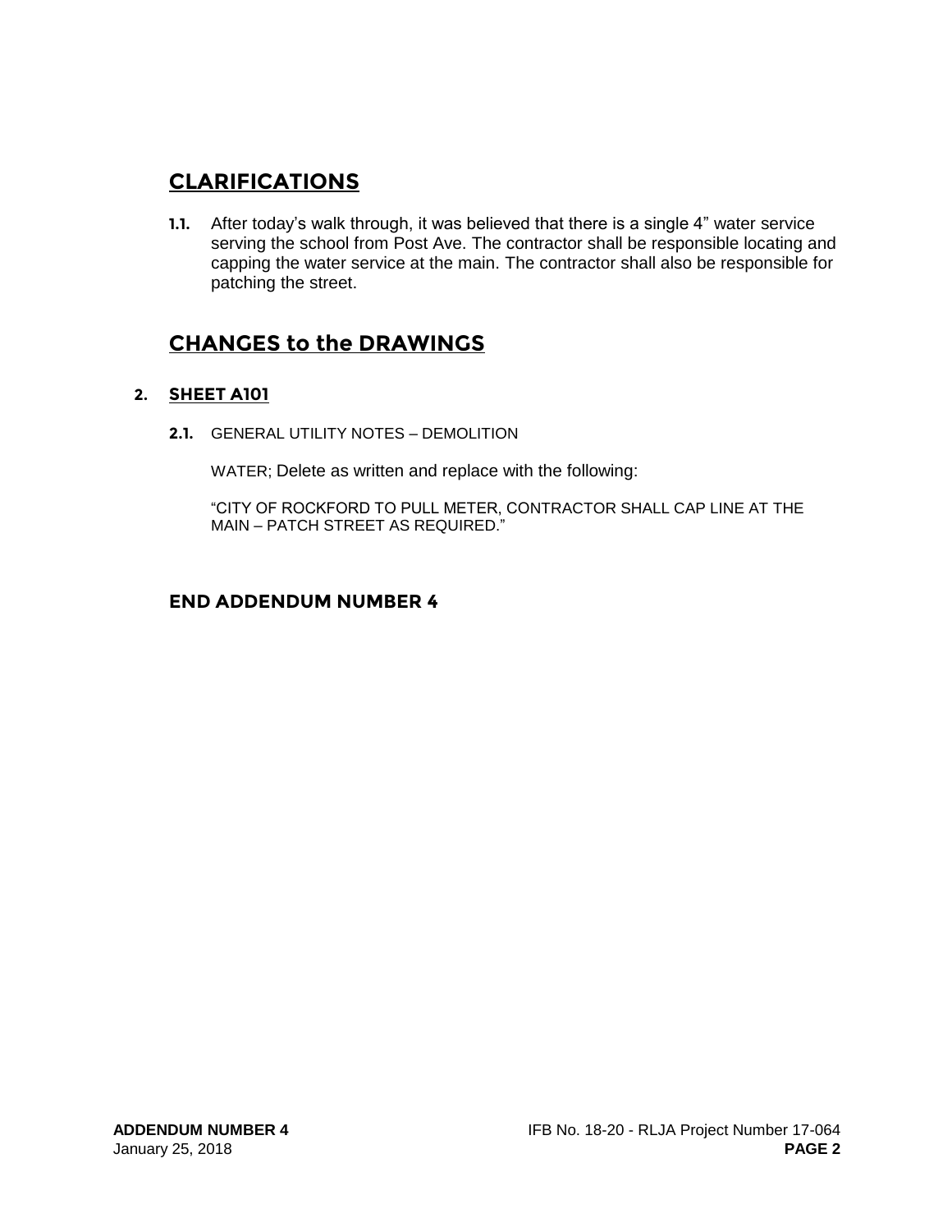## CLARIFICATIONS

**1.1.** After today's walk through, it was believed that there is a single 4" water service serving the school from Post Ave. The contractor shall be responsible locating and capping the water service at the main. The contractor shall also be responsible for patching the street.

## CHANGES to the DRAWINGS

### 2. SHEET A101

**2.1.** GENERAL UTILITY NOTES – DEMOLITION

WATER; Delete as written and replace with the following:

"CITY OF ROCKFORD TO PULL METER, CONTRACTOR SHALL CAP LINE AT THE MAIN – PATCH STREET AS REQUIRED."

### END ADDENDUM NUMBER 4